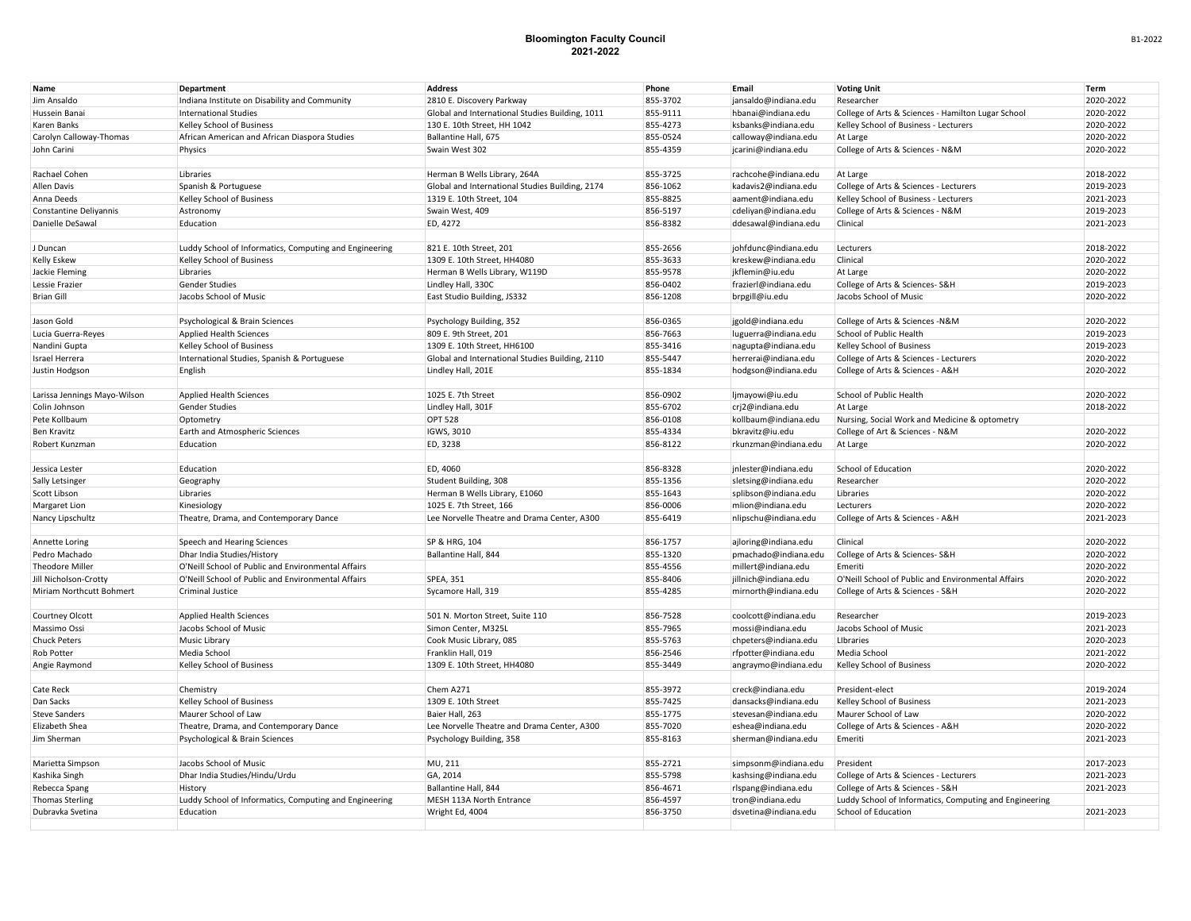# Bloomington Faculty Council
## 2021-2022

| Name | Department | Address | Phone | Email | Voting Unit | Term |
|---|---|---|---|---|---|---|
| Jim Ansaldo | Indiana Institute on Disability and Community | 2810 E. Discovery Parkway | 855-3702 | jansaldo@indiana.edu | Researcher | 2020-2022 |
| Hussein Banai | International Studies | Global and International Studies Building, 1011 | 855-9111 | hbanai@indiana.edu | College of Arts & Sciences - Hamilton Lugar School | 2020-2022 |
| Karen Banks | Kelley School of Business | 130 E. 10th Street, HH 1042 | 855-4273 | ksbanks@indiana.edu | Kelley School of Business - Lecturers | 2020-2022 |
| Carolyn Calloway-Thomas | African American and African Diaspora Studies | Ballantine Hall, 675 | 855-0524 | calloway@indiana.edu | At Large | 2020-2022 |
| John Carini | Physics | Swain West 302 | 855-4359 | jcarini@indiana.edu | College of Arts & Sciences - N&M | 2020-2022 |
| | | | | | | |
| Rachael Cohen | Libraries | Herman B Wells Library, 264A | 855-3725 | rachcohe@indiana.edu | At Large | 2018-2022 |
| Allen Davis | Spanish & Portuguese | Global and International Studies Building, 2174 | 856-1062 | kadavis2@indiana.edu | College of Arts & Sciences - Lecturers | 2019-2023 |
| Anna Deeds | Kelley School of Business | 1319 E. 10th Street, 104 | 855-8825 | aament@indiana.edu | Kelley School of Business - Lecturers | 2021-2023 |
| Constantine Deliyannis | Astronomy | Swain West, 409 | 856-5197 | cdeliyan@indiana.edu | College of Arts & Sciences - N&M | 2019-2023 |
| Danielle DeSawal | Education | ED, 4272 | 856-8382 | ddesawal@indiana.edu | Clinical | 2021-2023 |
| | | | | | | |
| J Duncan | Luddy School of Informatics, Computing and Engineering | 821 E. 10th Street, 201 | 855-2656 | johfdunc@indiana.edu | Lecturers | 2018-2022 |
| Kelly Eskew | Kelley School of Business | 1309 E. 10th Street, HH4080 | 855-3633 | kreskew@indiana.edu | Clinical | 2020-2022 |
| Jackie Fleming | Libraries | Herman B Wells Library, W119D | 855-9578 | jkflemin@iu.edu | At Large | 2020-2022 |
| Lessie Frazier | Gender Studies | Lindley Hall, 330C | 856-0402 | frazierl@indiana.edu | College of Arts & Sciences- S&H | 2019-2023 |
| Brian Gill | Jacobs School of Music | East Studio Building, JS332 | 856-1208 | brpgill@iu.edu | Jacobs School of Music | 2020-2022 |
| | | | | | | |
| Jason Gold | Psychological & Brain Sciences | Psychology Building, 352 | 856-0365 | jgold@indiana.edu | College of Arts & Sciences -N&M | 2020-2022 |
| Lucia Guerra-Reyes | Applied Health Sciences | 809 E. 9th Street, 201 | 856-7663 | luguerra@indiana.edu | School of Public Health | 2019-2023 |
| Nandini Gupta | Kelley School of Business | 1309 E. 10th Street, HH6100 | 855-3416 | nagupta@indiana.edu | Kelley School of Business | 2019-2023 |
| Israel Herrera | International Studies, Spanish & Portuguese | Global and International Studies Building, 2110 | 855-5447 | herrerai@indiana.edu | College of Arts & Sciences - Lecturers | 2020-2022 |
| Justin Hodgson | English | Lindley Hall, 201E | 855-1834 | hodgson@indiana.edu | College of Arts & Sciences - A&H | 2020-2022 |
| | | | | | | |
| Larissa Jennings Mayo-Wilson | Applied Health Sciences | 1025 E. 7th Street | 856-0902 | ljmayowi@iu.edu | School of Public Health | 2020-2022 |
| Colin Johnson | Gender Studies | Lindley Hall, 301F | 855-6702 | crj2@indiana.edu | At Large | 2018-2022 |
| Pete Kollbaum | Optometry | OPT 528 | 856-0108 | kollbaum@indiana.edu | Nursing, Social Work and Medicine & optometry | |
| Ben Kravitz | Earth and Atmospheric Sciences | IGWS, 3010 | 855-4334 | bkravitz@iu.edu | College of Art & Sciences - N&M | 2020-2022 |
| Robert Kunzman | Education | ED, 3238 | 856-8122 | rkunzman@indiana.edu | At Large | 2020-2022 |
| | | | | | | |
| Jessica Lester | Education | ED, 4060 | 856-8328 | jnlester@indiana.edu | School of Education | 2020-2022 |
| Sally Letsinger | Geography | Student Building, 308 | 855-1356 | sletsing@indiana.edu | Researcher | 2020-2022 |
| Scott Libson | Libraries | Herman B Wells Library, E1060 | 855-1643 | splibson@indiana.edu | Libraries | 2020-2022 |
| Margaret Lion | Kinesiology | 1025 E. 7th Street, 166 | 856-0006 | mlion@indiana.edu | Lecturers | 2020-2022 |
| Nancy Lipschultz | Theatre, Drama, and Contemporary Dance | Lee Norvelle Theatre and Drama Center, A300 | 855-6419 | nlipschu@indiana.edu | College of Arts & Sciences - A&H | 2021-2023 |
| | | | | | | |
| Annette Loring | Speech and Hearing Sciences | SP & HRG, 104 | 856-1757 | ajloring@indiana.edu | Clinical | 2020-2022 |
| Pedro Machado | Dhar India Studies/History | Ballantine Hall, 844 | 855-1320 | pmachado@indiana.edu | College of Arts & Sciences- S&H | 2020-2022 |
| Theodore Miller | O'Neill School of Public and Environmental Affairs | | 855-4556 | millert@indiana.edu | Emeriti | 2020-2022 |
| Jill Nicholson-Crotty | O'Neill School of Public and Environmental Affairs | SPEA, 351 | 855-8406 | jillnich@indiana.edu | O'Neill School of Public and Environmental Affairs | 2020-2022 |
| Miriam Northcutt Bohmert | Criminal Justice | Sycamore Hall, 319 | 855-4285 | mirnorth@indiana.edu | College of Arts & Sciences - S&H | 2020-2022 |
| | | | | | | |
| Courtney Olcott | Applied Health Sciences | 501 N. Morton Street, Suite 110 | 856-7528 | coolcott@indiana.edu | Researcher | 2019-2023 |
| Massimo Ossi | Jacobs School of Music | Simon Center, M325L | 855-7965 | mossi@indiana.edu | Jacobs School of Music | 2021-2023 |
| Chuck Peters | Music Library | Cook Music Library, 085 | 855-5763 | chpeters@indiana.edu | LIbraries | 2020-2023 |
| Rob Potter | Media School | Franklin Hall, 019 | 856-2546 | rfpotter@indiana.edu | Media School | 2021-2022 |
| Angie Raymond | Kelley School of Business | 1309 E. 10th Street, HH4080 | 855-3449 | angraymo@indiana.edu | Kelley School of Business | 2020-2022 |
| | | | | | | |
| Cate Reck | Chemistry | Chem A271 | 855-3972 | creck@indiana.edu | President-elect | 2019-2024 |
| Dan Sacks | Kelley School of Business | 1309 E. 10th Street | 855-7425 | dansacks@indiana.edu | Kelley School of Business | 2021-2023 |
| Steve Sanders | Maurer School of Law | Baier Hall, 263 | 855-1775 | stevesan@indiana.edu | Maurer School of Law | 2020-2022 |
| Elizabeth Shea | Theatre, Drama, and Contemporary Dance | Lee Norvelle Theatre and Drama Center, A300 | 855-7020 | eshea@indiana.edu | College of Arts & Sciences - A&H | 2020-2022 |
| Jim Sherman | Psychological & Brain Sciences | Psychology Building, 358 | 855-8163 | sherman@indiana.edu | Emeriti | 2021-2023 |
| | | | | | | |
| Marietta Simpson | Jacobs School of Music | MU, 211 | 855-2721 | simpsonm@indiana.edu | President | 2017-2023 |
| Kashika Singh | Dhar India Studies/Hindu/Urdu | GA, 2014 | 855-5798 | kashsing@indiana.edu | College of Arts & Sciences - Lecturers | 2021-2023 |
| Rebecca Spang | History | Ballantine Hall, 844 | 856-4671 | rlspang@indiana.edu | College of Arts & Sciences - S&H | 2021-2023 |
| Thomas Sterling | Luddy School of Informatics, Computing and Engineering | MESH 113A North Entrance | 856-4597 | tron@indiana.edu | Luddy School of Informatics, Computing and Engineering | |
| Dubravka Svetina | Education | Wright Ed, 4004 | 856-3750 | dsvetina@indiana.edu | School of Education | 2021-2023 |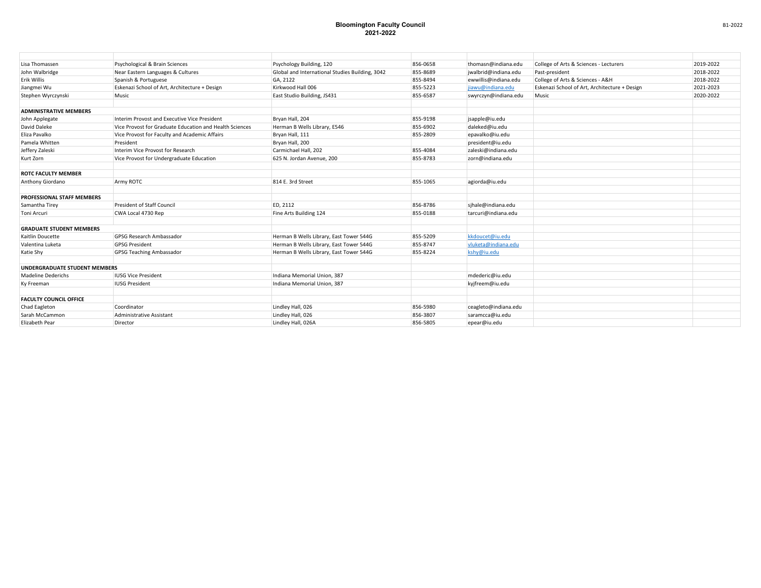# Bloomington Faculty Council
## 2021-2022

| | | | | | | |
|---|---|---|---|---|---|---|
| Lisa Thomassen | Psychological & Brain Sciences | Psychology Building, 120 | 856-0658 | thomasn@indiana.edu | College of Arts & Sciences - Lecturers | 2019-2022 |
| John Walbridge | Near Eastern Languages & Cultures | Global and International Studies Building, 3042 | 855-8689 | jwalbrid@indiana.edu | Past-president | 2018-2022 |
| Erik Willis | Spanish & Portuguese | GA, 2122 | 855-8494 | ewwillis@indiana.edu | College of Arts & Sciences - A&H | 2018-2022 |
| Jiangmei Wu | Eskenazi School of Art, Architecture + Design | Kirkwood Hall 006 | 855-5223 | jiawu@indiana.edu | Eskenazi School of Art, Architecture + Design | 2021-2023 |
| Stephen Wyrczynski | Music | East Studio Building, JS431 | 855-6587 | swyrczyn@indiana.edu | Music | 2020-2022 |
| | | | | | | |
| **ADMINISTRATIVE MEMBERS** | | | | | | |
| John Applegate | Interim Provost and Executive Vice President | Bryan Hall, 204 | 855-9198 | jsapple@iu.edu | | |
| David Daleke | Vice Provost for Graduate Education and Health Sciences | Herman B Wells Library, E546 | 855-6902 | daleked@iu.edu | | |
| Eliza Pavalko | Vice Provost for Faculty and Academic Affairs | Bryan Hall, 111 | 855-2809 | epavalko@iu.edu | | |
| Pamela Whitten | President | Bryan Hall, 200 | | president@iu.edu | | |
| Jeffery Zaleski | Interim Vice Provost for Research | Carmichael Hall, 202 | 855-4084 | zaleski@indiana.edu | | |
| Kurt Zorn | Vice Provost for Undergraduate Education | 625 N. Jordan Avenue, 200 | 855-8783 | zorn@indiana.edu | | |
| | | | | | | |
| **ROTC FACULTY MEMBER** | | | | | | |
| Anthony Giordano | Army ROTC | 814 E. 3rd Street | 855-1065 | agiorda@iu.edu | | |
| | | | | | | |
| **PROFESSIONAL STAFF MEMBERS** | | | | | | |
| Samantha Tirey | President of Staff Council | ED, 2112 | 856-8786 | sjhale@indiana.edu | | |
| Toni Arcuri | CWA Local 4730 Rep | Fine Arts Building 124 | 855-0188 | tarcuri@indiana.edu | | |
| | | | | | | |
| **GRADUATE STUDENT MEMBERS** | | | | | | |
| Kaitlin Doucette | GPSG Research Ambassador | Herman B Wells Library, East Tower 544G | 855-5209 | kkdoucet@iu.edu | | |
| Valentina Luketa | GPSG President | Herman B Wells Library, East Tower 544G | 855-8747 | vluketa@indiana.edu | | |
| Katie Shy | GPSG Teaching Ambassador | Herman B Wells Library, East Tower 544G | 855-8224 | kshy@iu.edu | | |
| | | | | | | |
| **UNDERGRADUATE STUDENT MEMBERS** | | | | | | |
| Madeline Dederichs | IUSG Vice President | Indiana Memorial Union, 387 | | mdederic@iu.edu | | |
| Ky Freeman | IUSG President | Indiana Memorial Union, 387 | | kyjfreem@iu.edu | | |
| | | | | | | |
| **FACULTY COUNCIL OFFICE** | | | | | | |
| Chad Eagleton | Coordinator | Lindley Hall, 026 | 856-5980 | ceagleto@indiana.edu | | |
| Sarah McCammon | Administrative Assistant | Lindley Hall, 026 | 856-3807 | saramcca@iu.edu | | |
| Elizabeth Pear | Director | Lindley Hall, 026A | 856-5805 | epear@iu.edu | | |